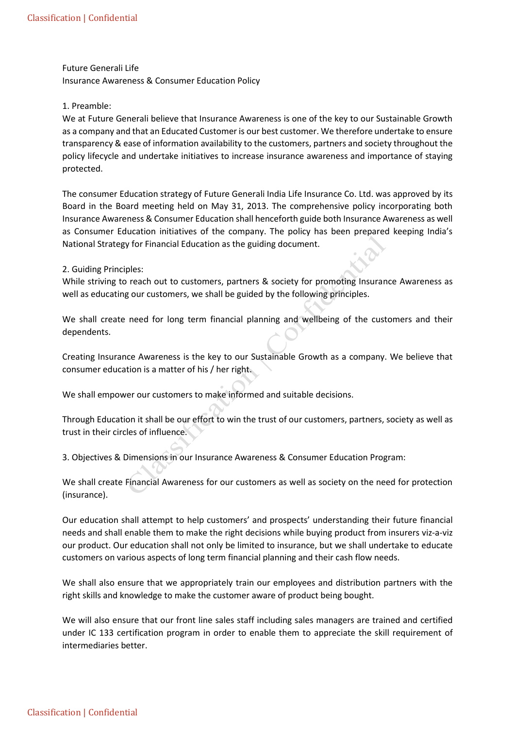Future Generali Life
Insurance Awareness & Consumer Education Policy

## 1. Preamble:

We at Future Generali believe that Insurance Awareness is one of the key to our Sustainable Growth as a company and that an Educated Customer is our best customer. We therefore undertake to ensure transparency & ease of information availability to the customers, partners and society throughout the policy lifecycle and undertake initiatives to increase insurance awareness and importance of staying protected.

The consumer Education strategy of Future Generali India Life Insurance Co. Ltd. was approved by its Board in the Board meeting held on May 31, 2013. The comprehensive policy incorporating both Insurance Awareness & Consumer Education shall henceforth guide both Insurance Awareness as well as Consumer Education initiatives of the company. The policy has been prepared keeping India's National Strategy for Financial Education as the guiding document.

## 2. Guiding Principles:

While striving to reach out to customers, partners & society for promoting Insurance Awareness as well as educating our customers, we shall be guided by the following principles.

We shall create need for long term financial planning and wellbeing of the customers and their dependents.

Creating Insurance Awareness is the key to our Sustainable Growth as a company. We believe that consumer education is a matter of his / her right.

We shall empower our customers to make informed and suitable decisions.

Through Education it shall be our effort to win the trust of our customers, partners, society as well as trust in their circles of influence.

## 3. Objectives & Dimensions in our Insurance Awareness & Consumer Education Program:

We shall create Financial Awareness for our customers as well as society on the need for protection (insurance).

Our education shall attempt to help customers' and prospects' understanding their future financial needs and shall enable them to make the right decisions while buying product from insurers viz-a-viz our product. Our education shall not only be limited to insurance, but we shall undertake to educate customers on various aspects of long term financial planning and their cash flow needs.

We shall also ensure that we appropriately train our employees and distribution partners with the right skills and knowledge to make the customer aware of product being bought.

We will also ensure that our front line sales staff including sales managers are trained and certified under IC 133 certification program in order to enable them to appreciate the skill requirement of intermediaries better.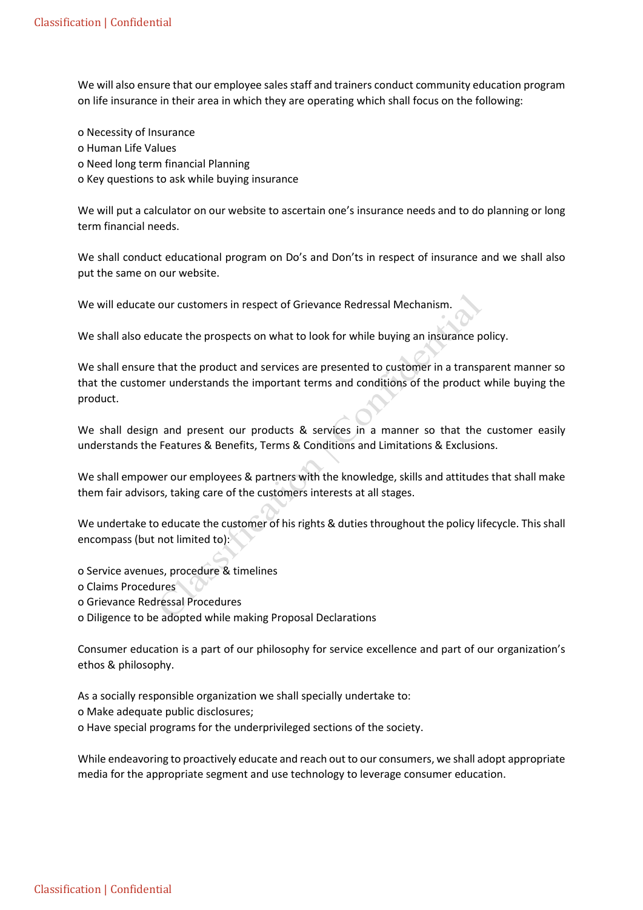We will also ensure that our employee sales staff and trainers conduct community education program on life insurance in their area in which they are operating which shall focus on the following:

- Necessity of Insurance
- Human Life Values
- Need long term financial Planning
- Key questions to ask while buying insurance

We will put a calculator on our website to ascertain one's insurance needs and to do planning or long term financial needs.

We shall conduct educational program on Do's and Don'ts in respect of insurance and we shall also put the same on our website.

We will educate our customers in respect of Grievance Redressal Mechanism.

We shall also educate the prospects on what to look for while buying an insurance policy.

We shall ensure that the product and services are presented to customer in a transparent manner so that the customer understands the important terms and conditions of the product while buying the product.

We shall design and present our products & services in a manner so that the customer easily understands the Features & Benefits, Terms & Conditions and Limitations & Exclusions.

We shall empower our employees & partners with the knowledge, skills and attitudes that shall make them fair advisors, taking care of the customers interests at all stages.

We undertake to educate the customer of his rights & duties throughout the policy lifecycle. This shall encompass (but not limited to):

- Service avenues, procedure & timelines
- Claims Procedures
- Grievance Redressal Procedures
- Diligence to be adopted while making Proposal Declarations

Consumer education is a part of our philosophy for service excellence and part of our organization's ethos & philosophy.

As a socially responsible organization we shall specially undertake to:

- Make adequate public disclosures;
- Have special programs for the underprivileged sections of the society.

While endeavoring to proactively educate and reach out to our consumers, we shall adopt appropriate media for the appropriate segment and use technology to leverage consumer education.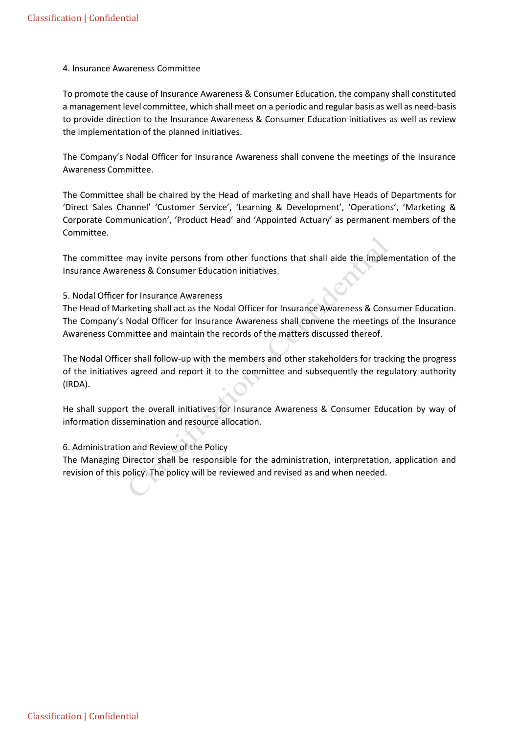## 4. Insurance Awareness Committee

To promote the cause of Insurance Awareness & Consumer Education, the company shall constituted a management level committee, which shall meet on a periodic and regular basis as well as need-basis to provide direction to the Insurance Awareness & Consumer Education initiatives as well as review the implementation of the planned initiatives.

The Company's Nodal Officer for Insurance Awareness shall convene the meetings of the Insurance Awareness Committee.

The Committee shall be chaired by the Head of marketing and shall have Heads of Departments for 'Direct Sales Channel' 'Customer Service', 'Learning & Development', 'Operations', 'Marketing & Corporate Communication', 'Product Head' and 'Appointed Actuary' as permanent members of the Committee.

The committee may invite persons from other functions that shall aide the implementation of the Insurance Awareness & Consumer Education initiatives.

## 5. Nodal Officer for Insurance Awareness

The Head of Marketing shall act as the Nodal Officer for Insurance Awareness & Consumer Education. The Company's Nodal Officer for Insurance Awareness shall convene the meetings of the Insurance Awareness Committee and maintain the records of the matters discussed thereof.

The Nodal Officer shall follow-up with the members and other stakeholders for tracking the progress of the initiatives agreed and report it to the committee and subsequently the regulatory authority (IRDA).

He shall support the overall initiatives for Insurance Awareness & Consumer Education by way of information dissemination and resource allocation.

## 6. Administration and Review of the Policy

The Managing Director shall be responsible for the administration, interpretation, application and revision of this policy. The policy will be reviewed and revised as and when needed.